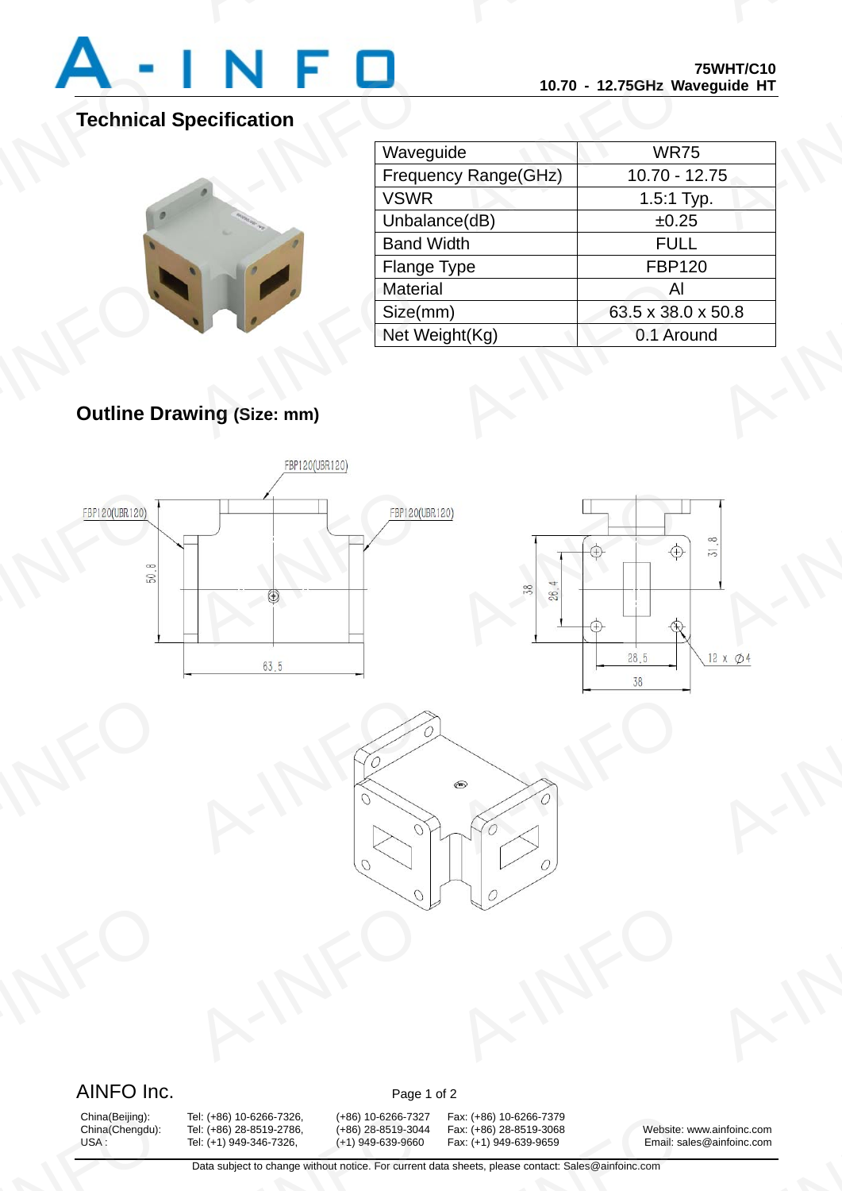75WHT/C10
10.70 - 12.75GHz Waveguide HT

## Technical Specification

| Waveguide | WR75 |
|---|---|
| Frequency Range(GHz) | 10.70 - 12.75 |
| VSWR | 1.5:1 Typ. |
| Unbalance(dB) | ±0.25 |
| Band Width | FULL |
| Flange Type | FBP120 |
| Material | Al |
| Size(mm) | 63.5 x 38.0 x 50.8 |
| Net Weight(Kg) | 0.1 Around |

## Outline Drawing (Size: mm)

FBP120(UBR120)

FBP120(UBR120)

FBP120(UBR120)

50.8

63.5

38

26.4

31.8

28.5

38

12 x Ø4

AINFO Inc.

| China(Beijing): | Tel: (+86) 10-6266-7326, | (+86) 10-6266-7327 | Fax: (+86) 10-6266-7379 |
|---|---|---|---|
| China(Chengdu): | Tel: (+86) 28-8519-2786, | (+86) 28-8519-3044 | Fax: (+86) 28-8519-3068 |
| USA : | Tel: (+1) 949-346-7326, | (+1) 949-639-9660 | Fax: (+1) 949-639-9659 |

Website: www.ainfoinc.com
Email: sales@ainfoinc.com

Data subject to change without notice. For current data sheets, please contact: Sales@ainfoinc.com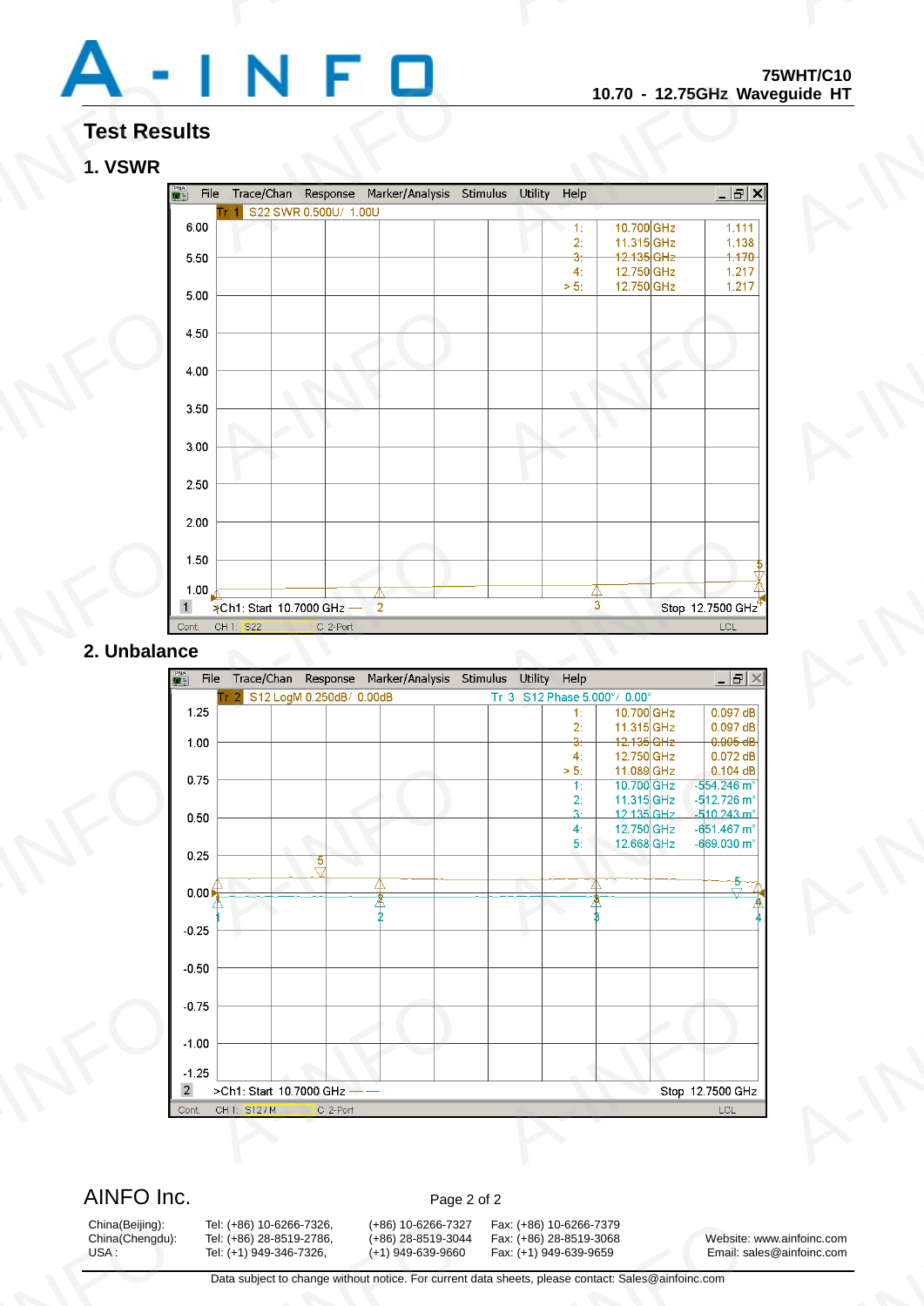# Test Results

## 1. VSWR

File Trace/Chan Response Marker/Analysis Stimulus Utility Help

Tr 1 S22 SWR 0.500U/ 1.00U

1: 10.700 GHz 1.111
2: 11.315 GHz 1.138
3: 12.135 GHz 1.170
4: 12.750 GHz 1.217
> 5: 12.750 GHz 1.217

6.00
5.50
5.00
4.50
4.00
3.50
3.00
2.50
2.00
1.50
1.00

>Ch1: Start 10.7000 GHz Stop 12.7500 GHz

Cont. CH 1: S22 C 2-Port LCL

## 2. Unbalance

File Trace/Chan Response Marker/Analysis Stimulus Utility Help

Tr 2 S12 LogM 0.250dB/ 0.00dB Tr 3 S12 Phase 5.000°/ 0.00°

1: 10.700 GHz 0.097 dB
2: 11.315 GHz 0.097 dB
3: 12.135 GHz 0.095 dB
4: 12.750 GHz 0.072 dB
> 5: 11.089 GHz 0.104 dB
1: 10.700 GHz -554.246 m°
2: 11.315 GHz -512.726 m°
3: 12.135 GHz -510.243 m°
4: 12.750 GHz -651.467 m°
5: 12.668 GHz -669.030 m°

1.25
1.00
0.75
0.50
0.25
0.00
-0.25
-0.50
-0.75
-1.00
-1.25

>Ch1: Start 10.7000 GHz Stop 12.7500 GHz

Cont. CH 1: S12 / M C 2-Port LCL